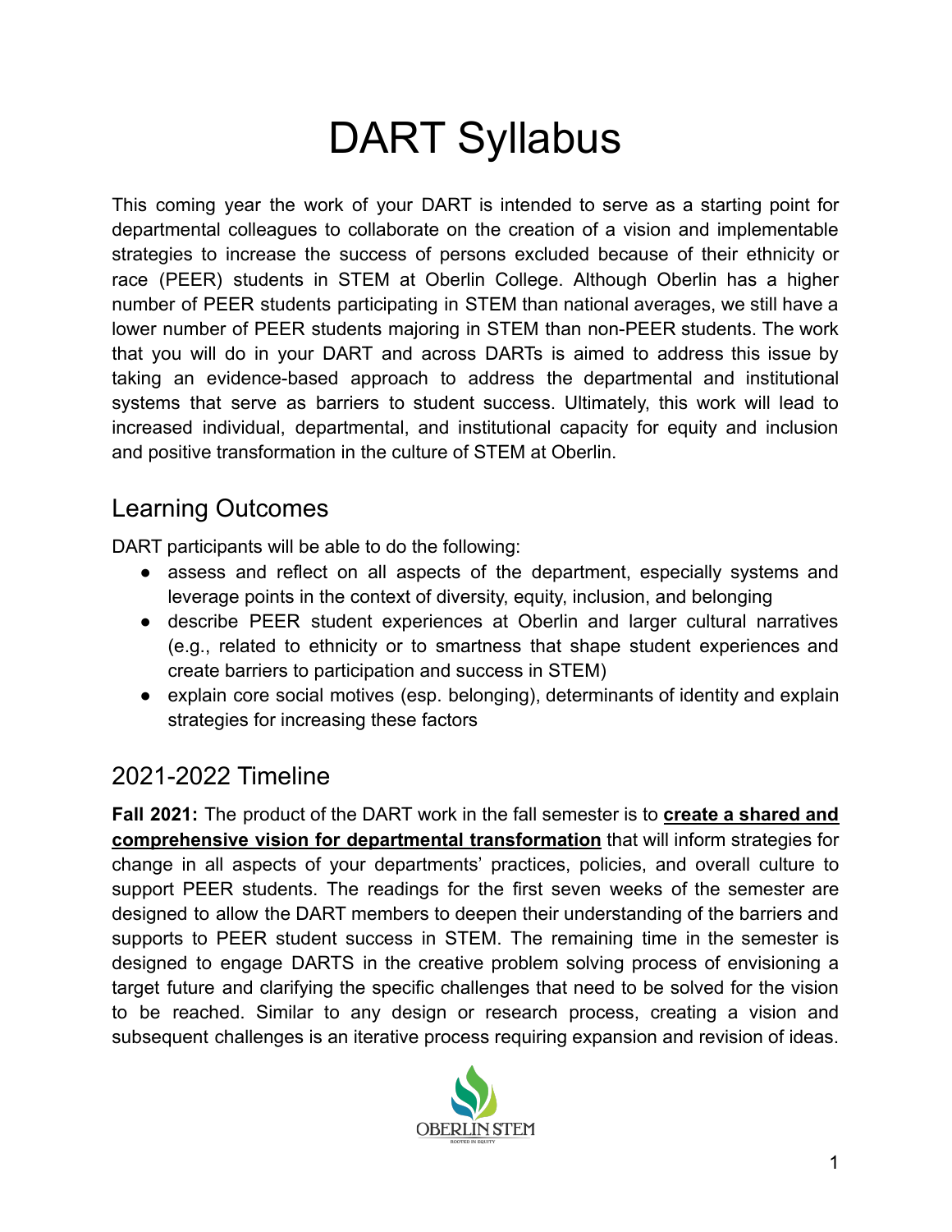# DART Syllabus

This coming year the work of your DART is intended to serve as a starting point for departmental colleagues to collaborate on the creation of a vision and implementable strategies to increase the success of persons excluded because of their ethnicity or race (PEER) students in STEM at Oberlin College. Although Oberlin has a higher number of PEER students participating in STEM than national averages, we still have a lower number of PEER students majoring in STEM than non-PEER students. The work that you will do in your DART and across DARTs is aimed to address this issue by taking an evidence-based approach to address the departmental and institutional systems that serve as barriers to student success. Ultimately, this work will lead to increased individual, departmental, and institutional capacity for equity and inclusion and positive transformation in the culture of STEM at Oberlin.

## Learning Outcomes

DART participants will be able to do the following:

- assess and reflect on all aspects of the department, especially systems and leverage points in the context of diversity, equity, inclusion, and belonging
- describe PEER student experiences at Oberlin and larger cultural narratives (e.g., related to ethnicity or to smartness that shape student experiences and create barriers to participation and success in STEM)
- explain core social motives (esp. belonging), determinants of identity and explain strategies for increasing these factors

## 2021-2022 Timeline

**Fall 2021:** The product of the DART work in the fall semester is to **create a shared and comprehensive vision for departmental transformation** that will inform strategies for change in all aspects of your departments' practices, policies, and overall culture to support PEER students. The readings for the first seven weeks of the semester are designed to allow the DART members to deepen their understanding of the barriers and supports to PEER student success in STEM. The remaining time in the semester is designed to engage DARTS in the creative problem solving process of envisioning a target future and clarifying the specific challenges that need to be solved for the vision to be reached. Similar to any design or research process, creating a vision and subsequent challenges is an iterative process requiring expansion and revision of ideas.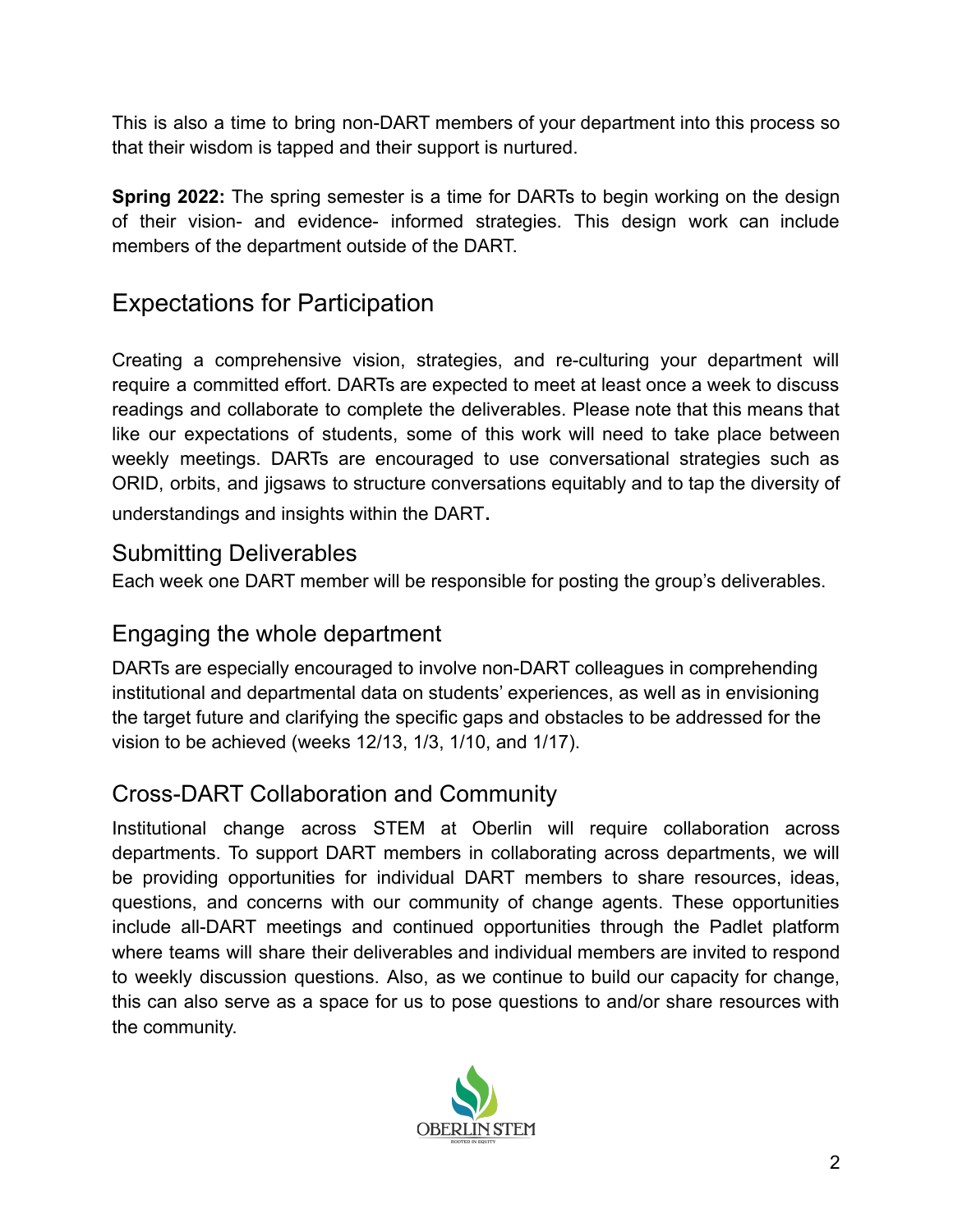This is also a time to bring non-DART members of your department into this process so that their wisdom is tapped and their support is nurtured.

**Spring 2022:** The spring semester is a time for DARTs to begin working on the design of their vision- and evidence- informed strategies. This design work can include members of the department outside of the DART.

## Expectations for Participation

Creating a comprehensive vision, strategies, and re-culturing your department will require a committed effort. DARTs are expected to meet at least once a week to discuss readings and collaborate to complete the deliverables. Please note that this means that like our expectations of students, some of this work will need to take place between weekly meetings. DARTs are encouraged to use conversational strategies such as ORID, orbits, and jigsaws to structure conversations equitably and to tap the diversity of understandings and insights within the DART.

### Submitting Deliverables

Each week one DART member will be responsible for posting the group's deliverables.

### Engaging the whole department

DARTs are especially encouraged to involve non-DART colleagues in comprehending institutional and departmental data on students' experiences, as well as in envisioning the target future and clarifying the specific gaps and obstacles to be addressed for the vision to be achieved (weeks 12/13, 1/3, 1/10, and 1/17).

### Cross-DART Collaboration and Community

Institutional change across STEM at Oberlin will require collaboration across departments. To support DART members in collaborating across departments, we will be providing opportunities for individual DART members to share resources, ideas, questions, and concerns with our community of change agents. These opportunities include all-DART meetings and continued opportunities through the Padlet platform where teams will share their deliverables and individual members are invited to respond to weekly discussion questions. Also, as we continue to build our capacity for change, this can also serve as a space for us to pose questions to and/or share resources with the community.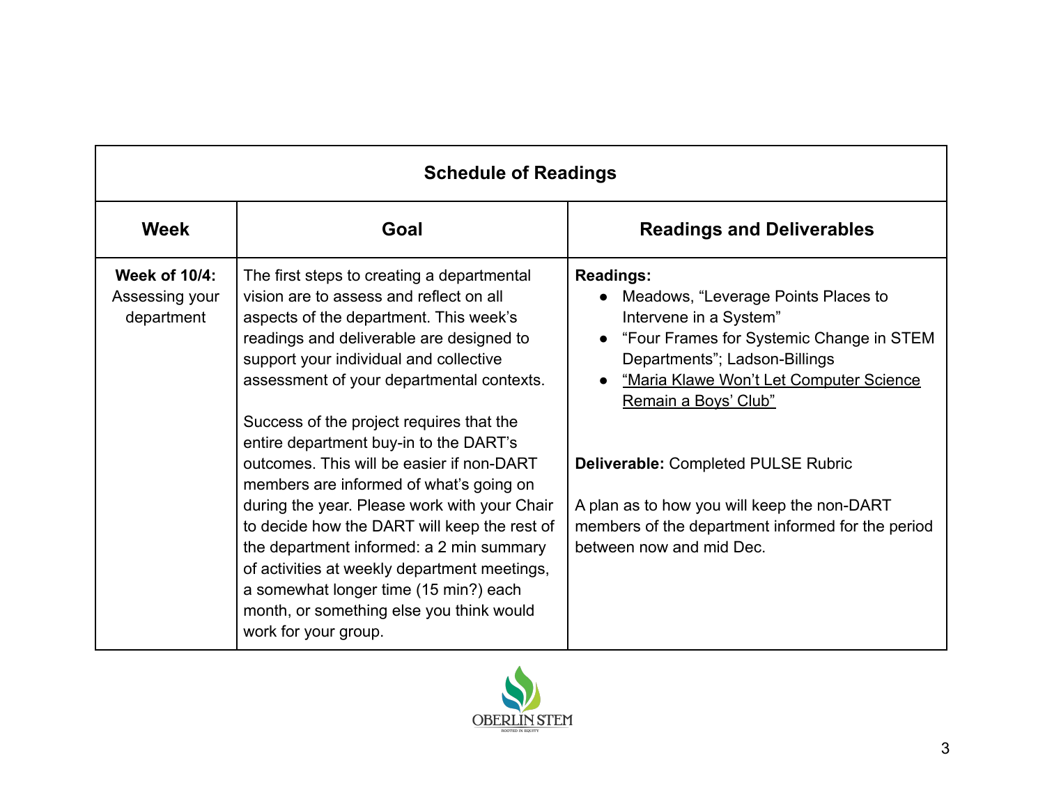| Schedule of Readings | | |
|---|---|---|
| **Week** | **Goal** | **Readings and Deliverables** |
| **Week of 10/4:** Assessing your department | The first steps to creating a departmental vision are to assess and reflect on all aspects of the department. This week's readings and deliverable are designed to support your individual and collective assessment of your departmental contexts.<br><br>Success of the project requires that the entire department buy-in to the DART's outcomes. This will be easier if non-DART members are informed of what's going on during the year. Please work with your Chair to decide how the DART will keep the rest of the department informed: a 2 min summary of activities at weekly department meetings, a somewhat longer time (15 min?) each month, or something else you think would work for your group. | **Readings:**<br>• Meadows, "Leverage Points Places to Intervene in a System"<br>• "Four Frames for Systemic Change in STEM Departments"; Ladson-Billings<br>• "Maria Klawe Won't Let Computer Science Remain a Boys' Club"<br><br>**Deliverable:** Completed PULSE Rubric<br><br>A plan as to how you will keep the non-DART members of the department informed for the period between now and mid Dec. |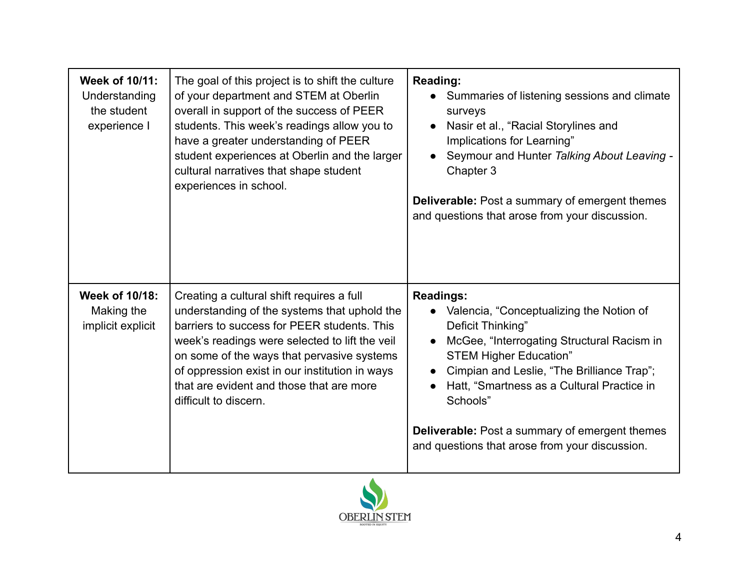| | | |
|---|---|---|
| **Week of 10/11:** Understanding the student experience I | The goal of this project is to shift the culture of your department and STEM at Oberlin overall in support of the success of PEER students. This week's readings allow you to have a greater understanding of PEER student experiences at Oberlin and the larger cultural narratives that shape student experiences in school. | **Reading:**<br>• Summaries of listening sessions and climate surveys<br>• Nasir et al., "Racial Storylines and Implications for Learning"<br>• Seymour and Hunter *Talking About Leaving* - Chapter 3<br><br>**Deliverable:** Post a summary of emergent themes and questions that arose from your discussion. |
| **Week of 10/18:** Making the implicit explicit | Creating a cultural shift requires a full understanding of the systems that uphold the barriers to success for PEER students. This week's readings were selected to lift the veil on some of the ways that pervasive systems of oppression exist in our institution in ways that are evident and those that are more difficult to discern. | **Readings:**<br>• Valencia, "Conceptualizing the Notion of Deficit Thinking"<br>• McGee, "Interrogating Structural Racism in STEM Higher Education"<br>• Cimpian and Leslie, "The Brilliance Trap";<br>• Hatt, "Smartness as a Cultural Practice in Schools"<br><br>**Deliverable:** Post a summary of emergent themes and questions that arose from your discussion. |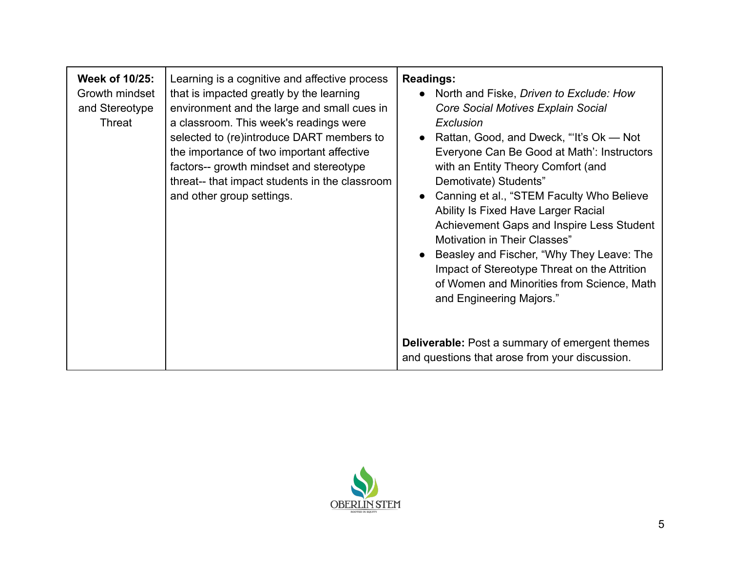| **Week of 10/25:** Growth mindset and Stereotype Threat | Learning is a cognitive and affective process that is impacted greatly by the learning environment and the large and small cues in a classroom. This week's readings were selected to (re)introduce DART members to the importance of two important affective factors-- growth mindset and stereotype threat-- that impact students in the classroom and other group settings. | **Readings:**<br>● North and Fiske, *Driven to Exclude: How Core Social Motives Explain Social Exclusion*<br>● Rattan, Good, and Dweck, "'It's Ok — Not Everyone Can Be Good at Math': Instructors with an Entity Theory Comfort (and Demotivate) Students"<br>● Canning et al., "STEM Faculty Who Believe Ability Is Fixed Have Larger Racial Achievement Gaps and Inspire Less Student Motivation in Their Classes"<br>● Beasley and Fischer, "Why They Leave: The Impact of Stereotype Threat on the Attrition of Women and Minorities from Science, Math and Engineering Majors."<br><br>**Deliverable:** Post a summary of emergent themes and questions that arose from your discussion. |
|---|---|---|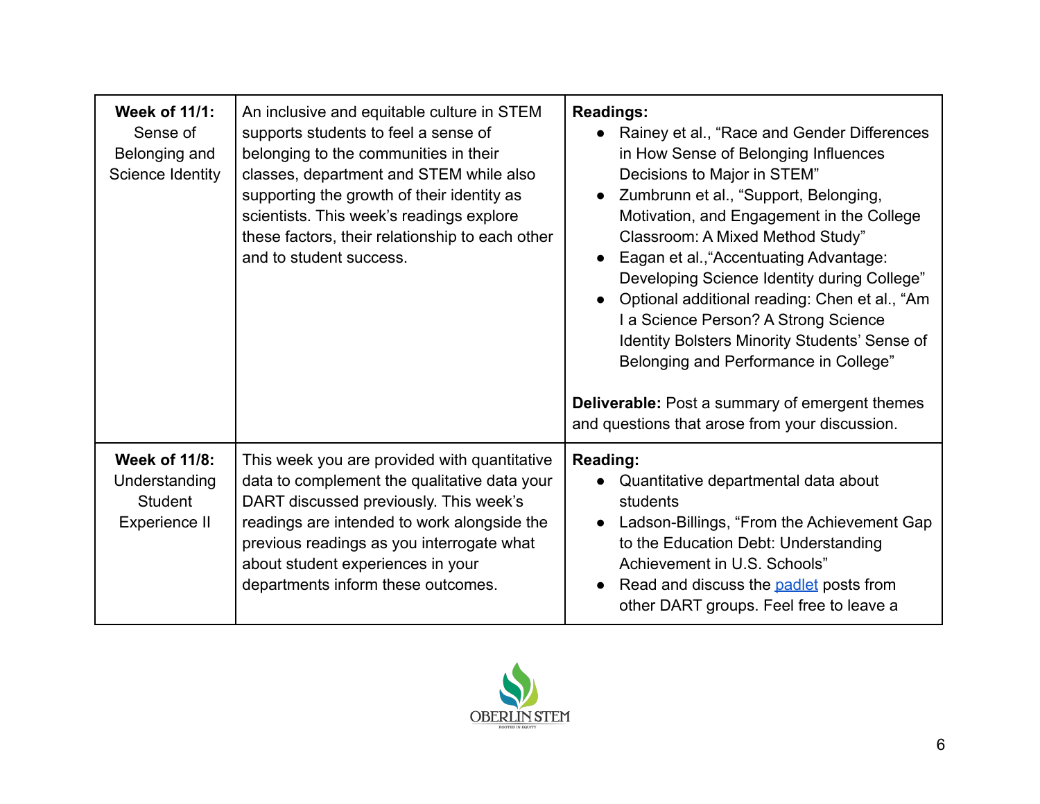| Week of 11/1: Sense of Belonging and Science Identity | An inclusive and equitable culture in STEM supports students to feel a sense of belonging to the communities in their classes, department and STEM while also supporting the growth of their identity as scientists. This week's readings explore these factors, their relationship to each other and to student success. | **Readings:**<br>• Rainey et al., "Race and Gender Differences in How Sense of Belonging Influences Decisions to Major in STEM"<br>• Zumbrunn et al., "Support, Belonging, Motivation, and Engagement in the College Classroom: A Mixed Method Study"<br>• Eagan et al.,"Accentuating Advantage: Developing Science Identity during College"<br>• Optional additional reading: Chen et al., "Am I a Science Person? A Strong Science Identity Bolsters Minority Students' Sense of Belonging and Performance in College"<br><br>**Deliverable:** Post a summary of emergent themes and questions that arose from your discussion. |
|---|---|---|
| **Week of 11/8:** Understanding Student Experience II | This week you are provided with quantitative data to complement the qualitative data your DART discussed previously. This week's readings are intended to work alongside the previous readings as you interrogate what about student experiences in your departments inform these outcomes. | **Reading:**<br>• Quantitative departmental data about students<br>• Ladson-Billings, "From the Achievement Gap to the Education Debt: Understanding Achievement in U.S. Schools"<br>• Read and discuss the padlet posts from other DART groups. Feel free to leave a |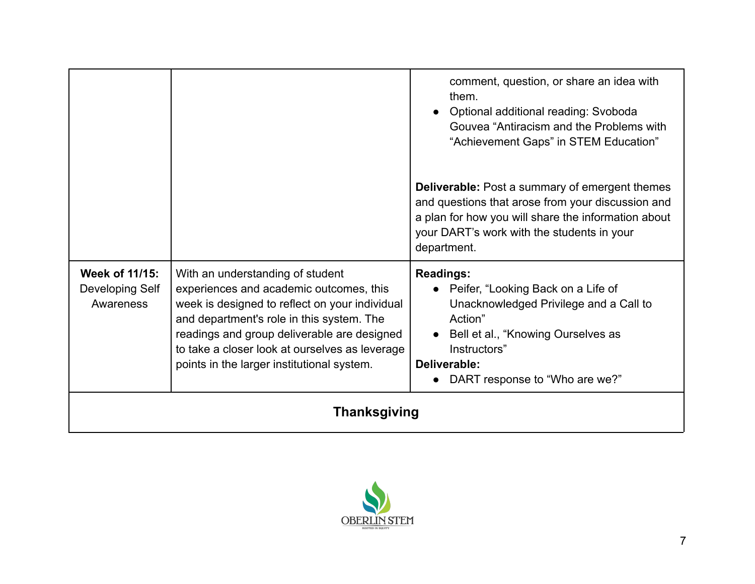| | | |
|---|---|---|
| | | comment, question, or share an idea with them.<br>● Optional additional reading: Svoboda Gouvea "Antiracism and the Problems with "Achievement Gaps" in STEM Education"<br><br>**Deliverable:** Post a summary of emergent themes and questions that arose from your discussion and a plan for how you will share the information about your DART's work with the students in your department. |
| **Week of 11/15:** Developing Self Awareness | With an understanding of student experiences and academic outcomes, this week is designed to reflect on your individual and department's role in this system. The readings and group deliverable are designed to take a closer look at ourselves as leverage points in the larger institutional system. | **Readings:**<br>● Peifer, "Looking Back on a Life of Unacknowledged Privilege and a Call to Action"<br>● Bell et al., "Knowing Ourselves as Instructors"<br>**Deliverable:**<br>● DART response to "Who are we?" |
| **Thanksgiving** | | |

OBERLIN STEM
ROOTED IN EQUITY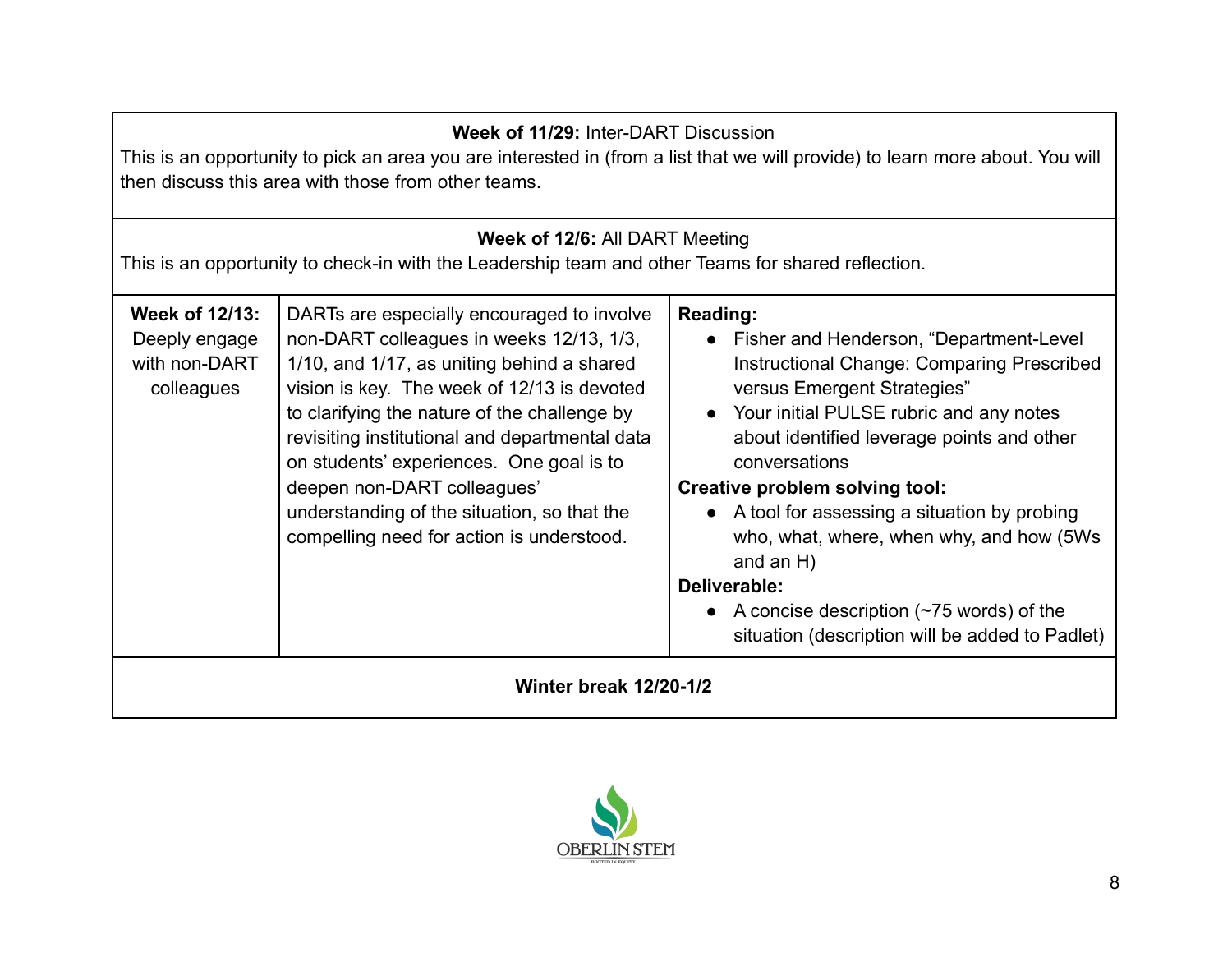| **Week of 11/29:** Inter-DART Discussion<br>This is an opportunity to pick an area you are interested in (from a list that we will provide) to learn more about. You will then discuss this area with those from other teams. | | |
|---|---|---|
| **Week of 12/6:** All DART Meeting<br>This is an opportunity to check-in with the Leadership team and other Teams for shared reflection. | | |
| **Week of 12/13:** Deeply engage with non-DART colleagues | DARTs are especially encouraged to involve non-DART colleagues in weeks 12/13, 1/3, 1/10, and 1/17, as uniting behind a shared vision is key. The week of 12/13 is devoted to clarifying the nature of the challenge by revisiting institutional and departmental data on students' experiences. One goal is to deepen non-DART colleagues' understanding of the situation, so that the compelling need for action is understood. | **Reading:**<br>● Fisher and Henderson, "Department-Level Instructional Change: Comparing Prescribed versus Emergent Strategies"<br>● Your initial PULSE rubric and any notes about identified leverage points and other conversations<br>**Creative problem solving tool:**<br>● A tool for assessing a situation by probing who, what, where, when why, and how (5Ws and an H)<br>**Deliverable:**<br>● A concise description (~75 words) of the situation (description will be added to Padlet) |
| **Winter break 12/20-1/2** | | |

OBERLIN STEM
ROOTED IN EQUITY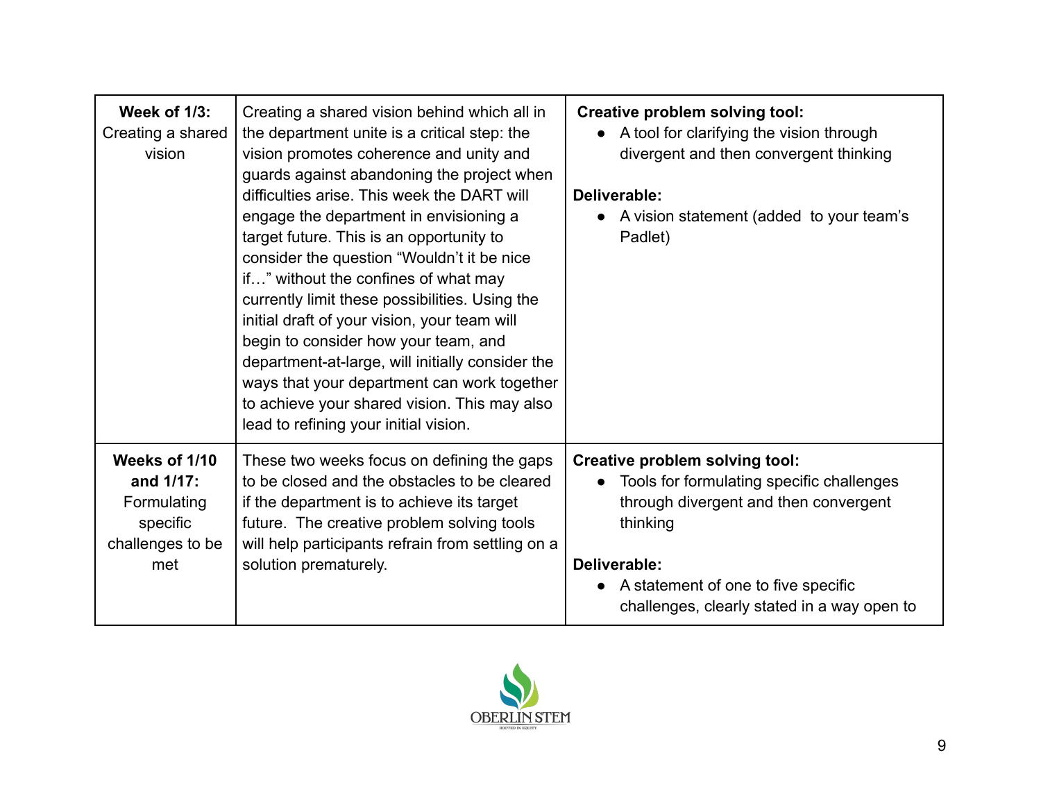| **Week of 1/3:** Creating a shared vision | Creating a shared vision behind which all in the department unite is a critical step: the vision promotes coherence and unity and guards against abandoning the project when difficulties arise. This week the DART will engage the department in envisioning a target future. This is an opportunity to consider the question "Wouldn't it be nice if…" without the confines of what may currently limit these possibilities. Using the initial draft of your vision, your team will begin to consider how your team, and department-at-large, will initially consider the ways that your department can work together to achieve your shared vision. This may also lead to refining your initial vision. | **Creative problem solving tool:**<br>● A tool for clarifying the vision through divergent and then convergent thinking<br><br>**Deliverable:**<br>● A vision statement (added to your team's Padlet) |
|---|---|---|
| **Weeks of 1/10 and 1/17:** Formulating specific challenges to be met | These two weeks focus on defining the gaps to be closed and the obstacles to be cleared if the department is to achieve its target future. The creative problem solving tools will help participants refrain from settling on a solution prematurely. | **Creative problem solving tool:**<br>● Tools for formulating specific challenges through divergent and then convergent thinking<br><br>**Deliverable:**<br>● A statement of one to five specific challenges, clearly stated in a way open to |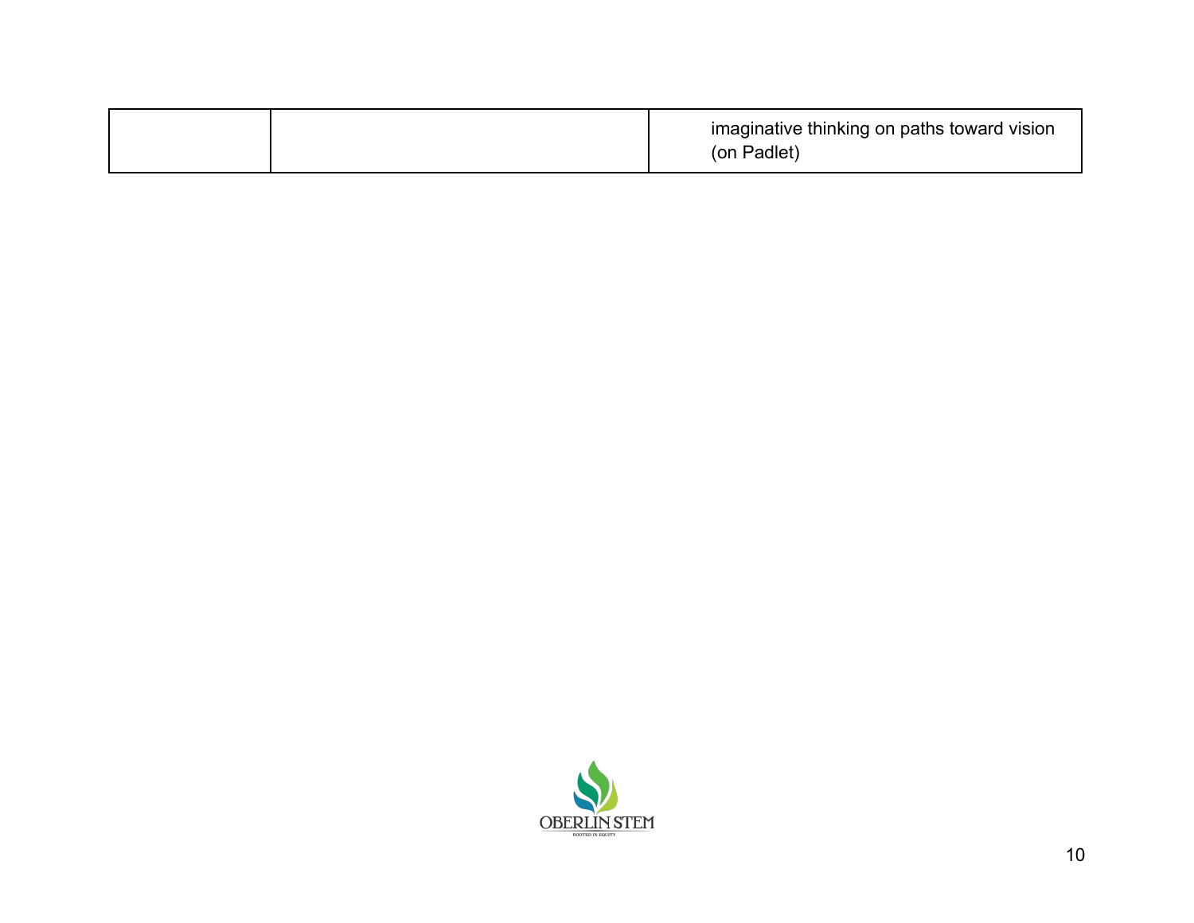| | | |
|---|---|---|
| | | imaginative thinking on paths toward vision (on Padlet) |

OBERLIN STEM
ROOTED IN EQUITY